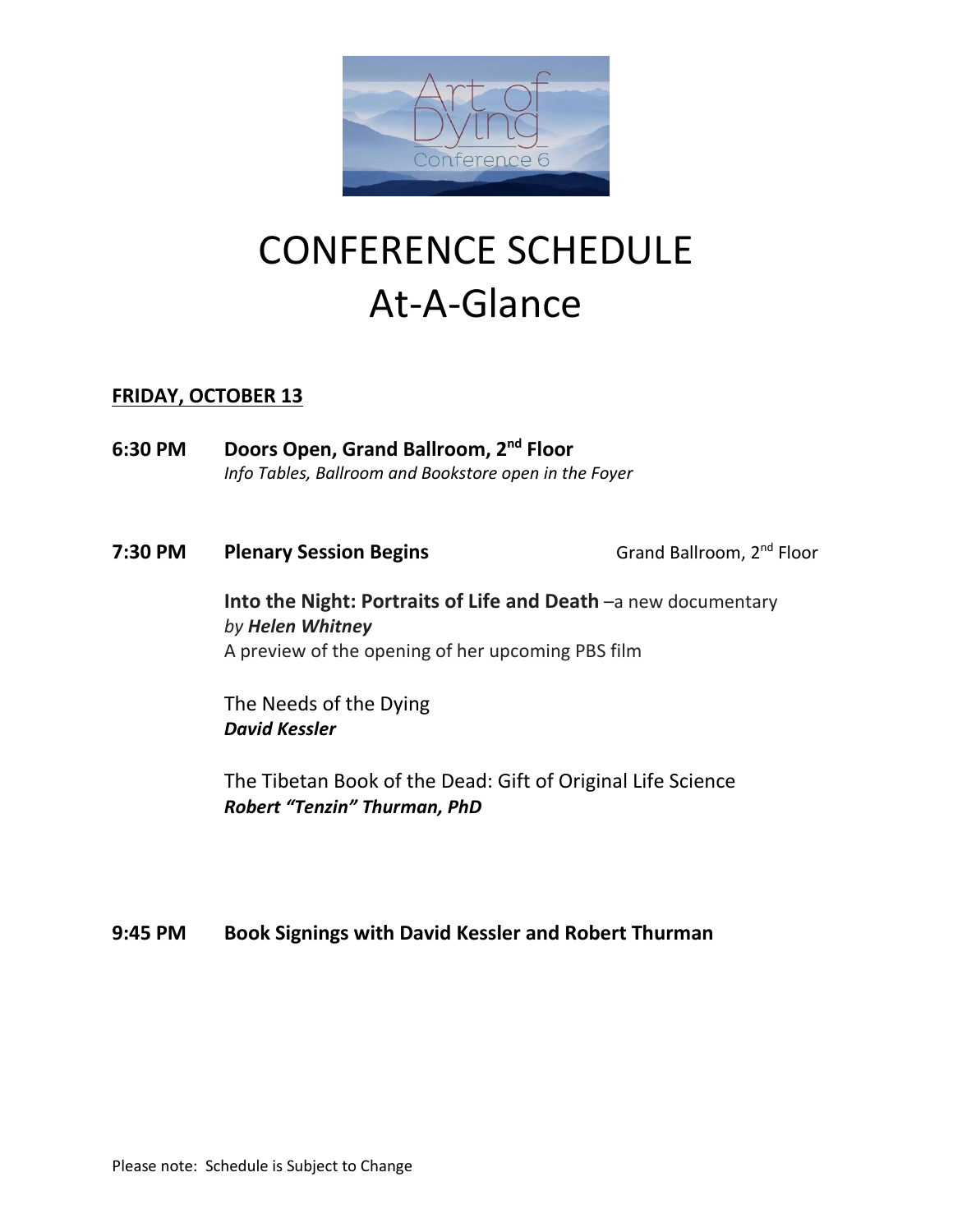# CONFERENCE SCHEDULE
# At-A-Glance

**FRIDAY, OCTOBER 13**

**6:30 PM** **Doors Open, Grand Ballroom, 2nd Floor**
*Info Tables, Ballroom and Bookstore open in the Foyer*

**7:30 PM** **Plenary Session Begins** Grand Ballroom, 2nd Floor

**Into the Night: Portraits of Life and Death** –a new documentary
*by **Helen Whitney***
A preview of the opening of her upcoming PBS film

The Needs of the Dying
***David Kessler***

The Tibetan Book of the Dead: Gift of Original Life Science
***Robert "Tenzin" Thurman, PhD***

**9:45 PM** **Book Signings with David Kessler and Robert Thurman**

Please note: Schedule is Subject to Change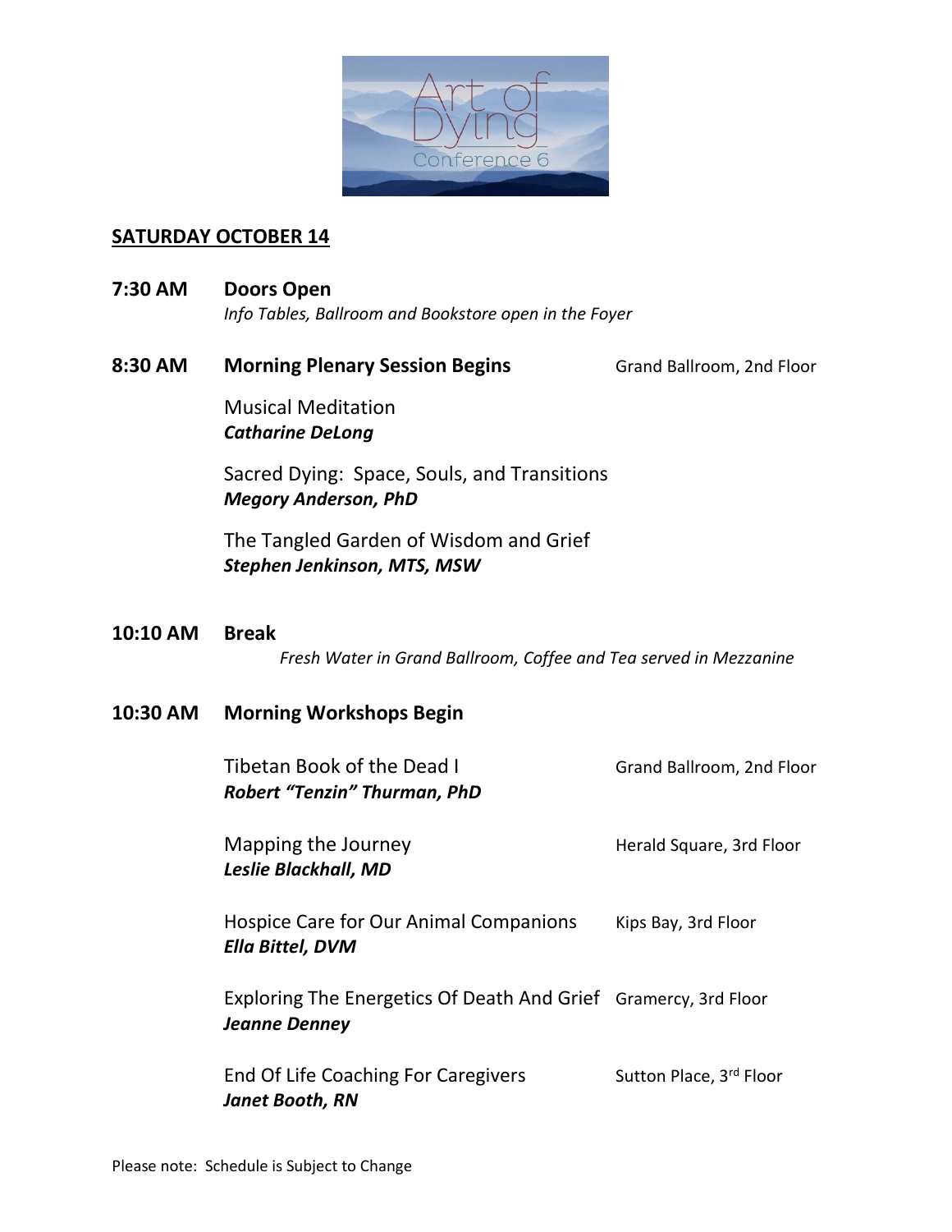## SATURDAY OCTOBER 14

**7:30 AM** **Doors Open**
*Info Tables, Ballroom and Bookstore open in the Foyer*

**8:30 AM** **Morning Plenary Session Begins** — Grand Ballroom, 2nd Floor

Musical Meditation
***Catharine DeLong***

Sacred Dying: Space, Souls, and Transitions
***Megory Anderson, PhD***

The Tangled Garden of Wisdom and Grief
***Stephen Jenkinson, MTS, MSW***

**10:10 AM** **Break**
*Fresh Water in Grand Ballroom, Coffee and Tea served in Mezzanine*

**10:30 AM** **Morning Workshops Begin**

Tibetan Book of the Dead I — Grand Ballroom, 2nd Floor
***Robert "Tenzin" Thurman, PhD***

Mapping the Journey — Herald Square, 3rd Floor
***Leslie Blackhall, MD***

Hospice Care for Our Animal Companions — Kips Bay, 3rd Floor
***Ella Bittel, DVM***

Exploring The Energetics Of Death And Grief — Gramercy, 3rd Floor
***Jeanne Denney***

End Of Life Coaching For Caregivers — Sutton Place, 3rd Floor
***Janet Booth, RN***

Please note: Schedule is Subject to Change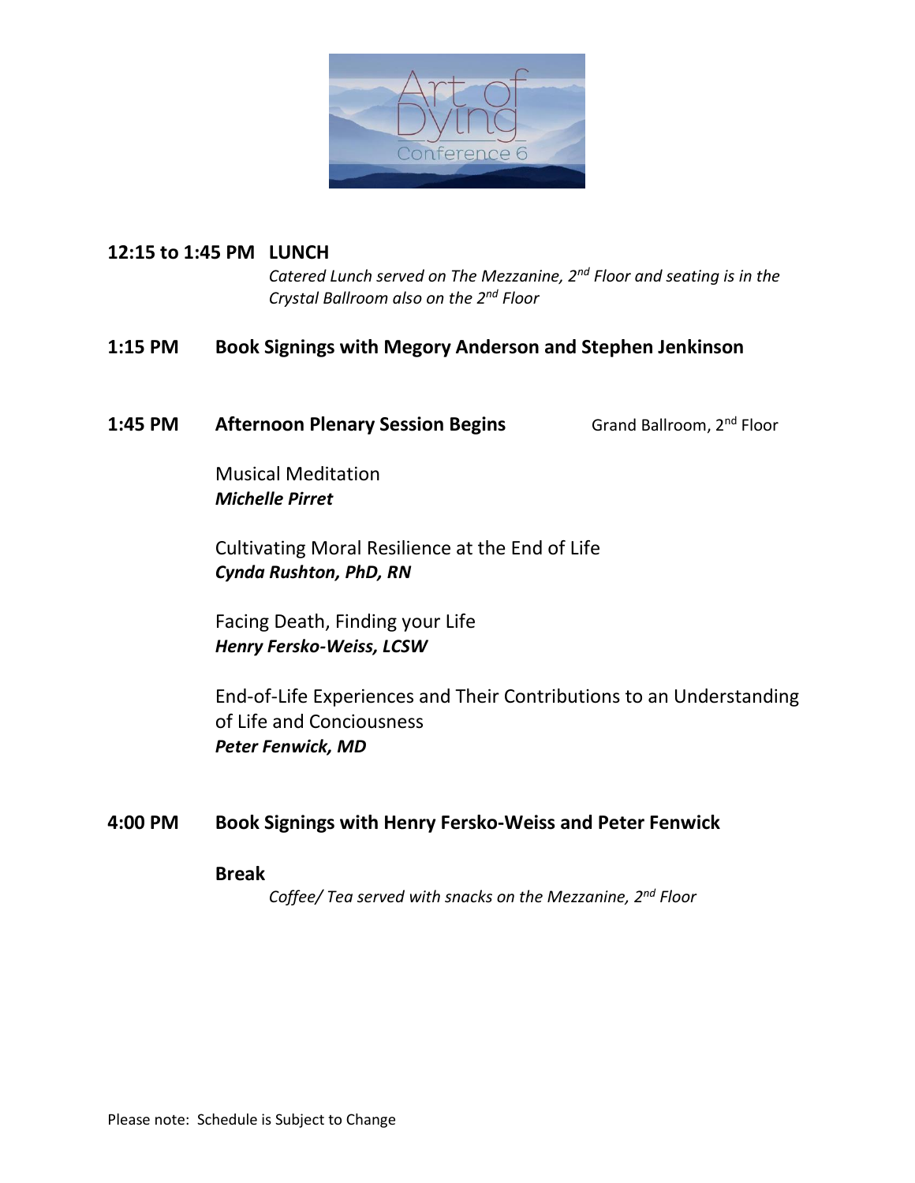**12:15 to 1:45 PM LUNCH**

*Catered Lunch served on The Mezzanine, 2nd Floor and seating is in the Crystal Ballroom also on the 2nd Floor*

**1:15 PM Book Signings with Megory Anderson and Stephen Jenkinson**

**1:45 PM Afternoon Plenary Session Begins** Grand Ballroom, 2nd Floor

Musical Meditation
***Michelle Pirret***

Cultivating Moral Resilience at the End of Life
***Cynda Rushton, PhD, RN***

Facing Death, Finding your Life
***Henry Fersko-Weiss, LCSW***

End-of-Life Experiences and Their Contributions to an Understanding of Life and Conciousness
***Peter Fenwick, MD***

**4:00 PM Book Signings with Henry Fersko-Weiss and Peter Fenwick**

**Break**

*Coffee/ Tea served with snacks on the Mezzanine, 2nd Floor*

Please note: Schedule is Subject to Change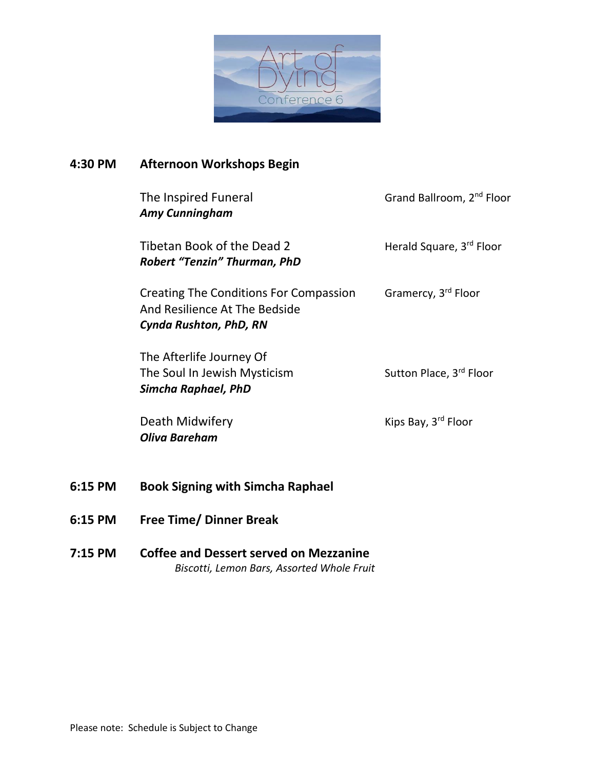**4:30 PM** **Afternoon Workshops Begin**

| Workshop | Location |
| --- | --- |
| The Inspired Funeral<br>***Amy Cunningham*** | Grand Ballroom, 2nd Floor |
| Tibetan Book of the Dead 2<br>***Robert "Tenzin" Thurman, PhD*** | Herald Square, 3rd Floor |
| Creating The Conditions For Compassion And Resilience At The Bedside<br>***Cynda Rushton, PhD, RN*** | Gramercy, 3rd Floor |
| The Afterlife Journey Of The Soul In Jewish Mysticism<br>***Simcha Raphael, PhD*** | Sutton Place, 3rd Floor |
| Death Midwifery<br>***Oliva Bareham*** | Kips Bay, 3rd Floor |

**6:15 PM** **Book Signing with Simcha Raphael**

**6:15 PM** **Free Time/ Dinner Break**

**7:15 PM** **Coffee and Dessert served on Mezzanine**
*Biscotti, Lemon Bars, Assorted Whole Fruit*

Please note: Schedule is Subject to Change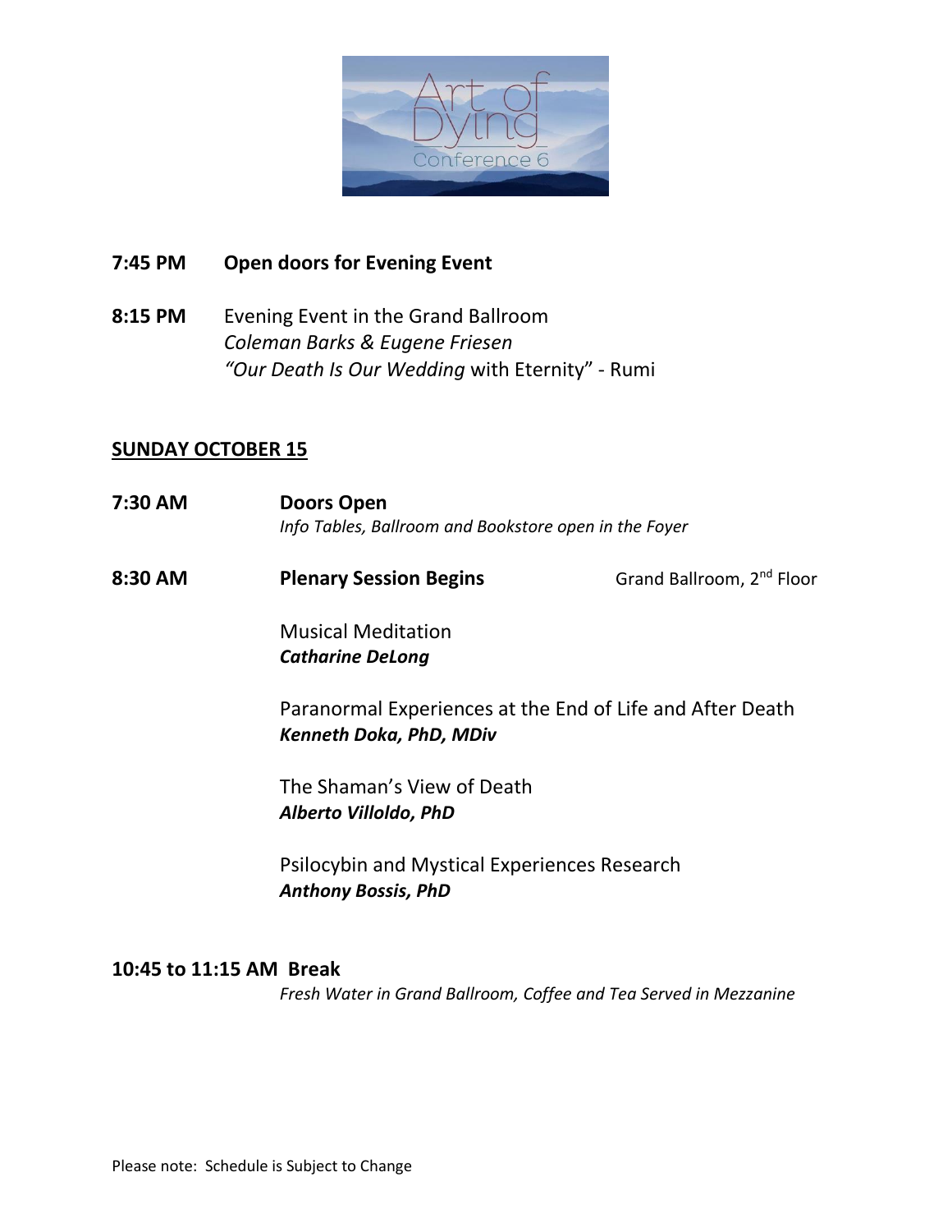**7:45 PM** **Open doors for Evening Event**

**8:15 PM** Evening Event in the Grand Ballroom
*Coleman Barks & Eugene Friesen*
*"Our Death Is Our Wedding* with Eternity" - Rumi

## SUNDAY OCTOBER 15

**7:30 AM** **Doors Open**
*Info Tables, Ballroom and Bookstore open in the Foyer*

**8:30 AM** **Plenary Session Begins** — Grand Ballroom, 2nd Floor

Musical Meditation
***Catharine DeLong***

Paranormal Experiences at the End of Life and After Death
***Kenneth Doka, PhD, MDiv***

The Shaman's View of Death
***Alberto Villoldo, PhD***

Psilocybin and Mystical Experiences Research
***Anthony Bossis, PhD***

**10:45 to 11:15 AM Break**
*Fresh Water in Grand Ballroom, Coffee and Tea Served in Mezzanine*

Please note: Schedule is Subject to Change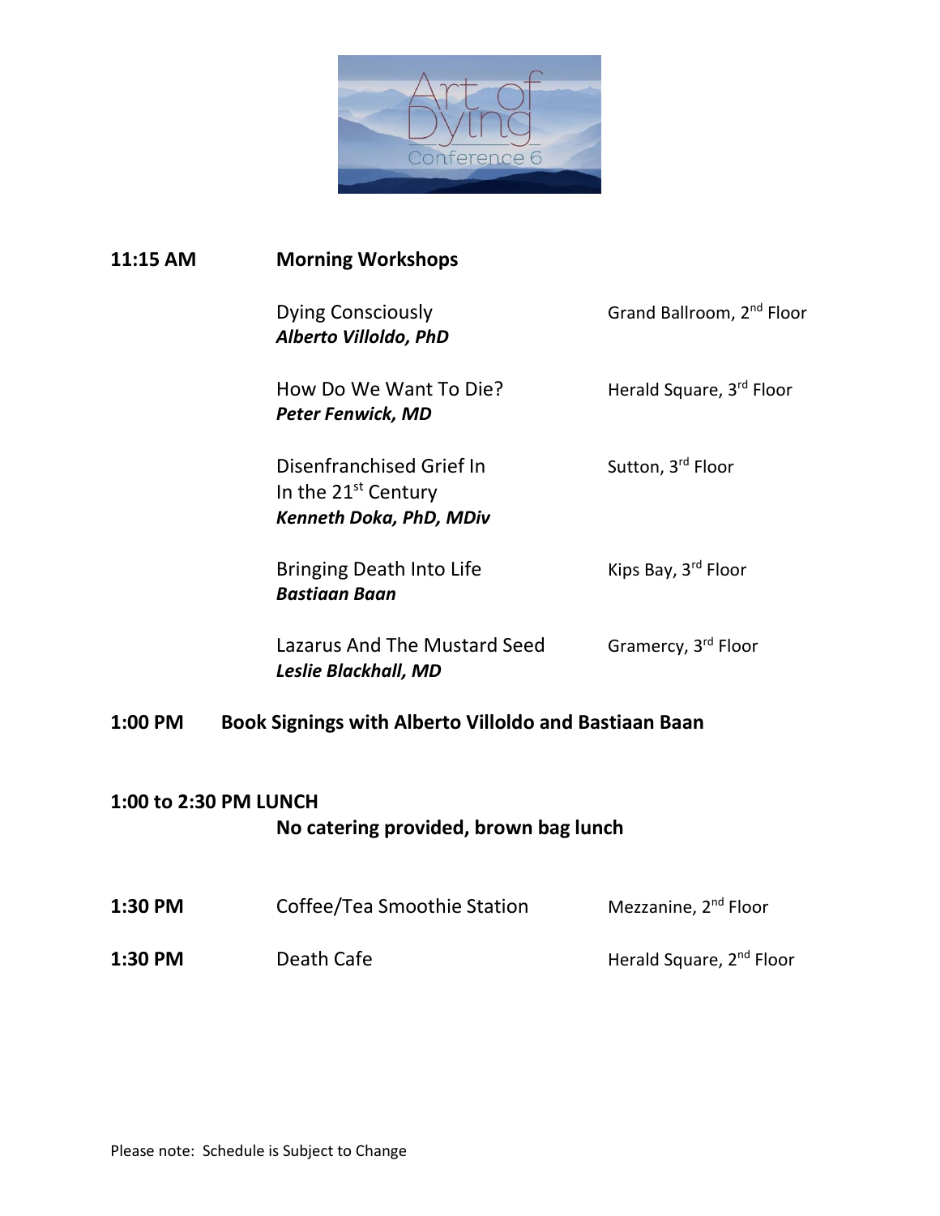**11:15 AM** **Morning Workshops**

| | | |
|---|---|---|
| | Dying Consciously<br>***Alberto Villoldo, PhD*** | Grand Ballroom, 2nd Floor |
| | How Do We Want To Die?<br>***Peter Fenwick, MD*** | Herald Square, 3rd Floor |
| | Disenfranchised Grief In<br>In the 21st Century<br>***Kenneth Doka, PhD, MDiv*** | Sutton, 3rd Floor |
| | Bringing Death Into Life<br>***Bastiaan Baan*** | Kips Bay, 3rd Floor |
| | Lazarus And The Mustard Seed<br>***Leslie Blackhall, MD*** | Gramercy, 3rd Floor |

**1:00 PM** **Book Signings with Alberto Villoldo and Bastiaan Baan**

**1:00 to 2:30 PM LUNCH**

**No catering provided, brown bag lunch**

| | | |
|---|---|---|
| **1:30 PM** | Coffee/Tea Smoothie Station | Mezzanine, 2nd Floor |
| **1:30 PM** | Death Cafe | Herald Square, 2nd Floor |

Please note: Schedule is Subject to Change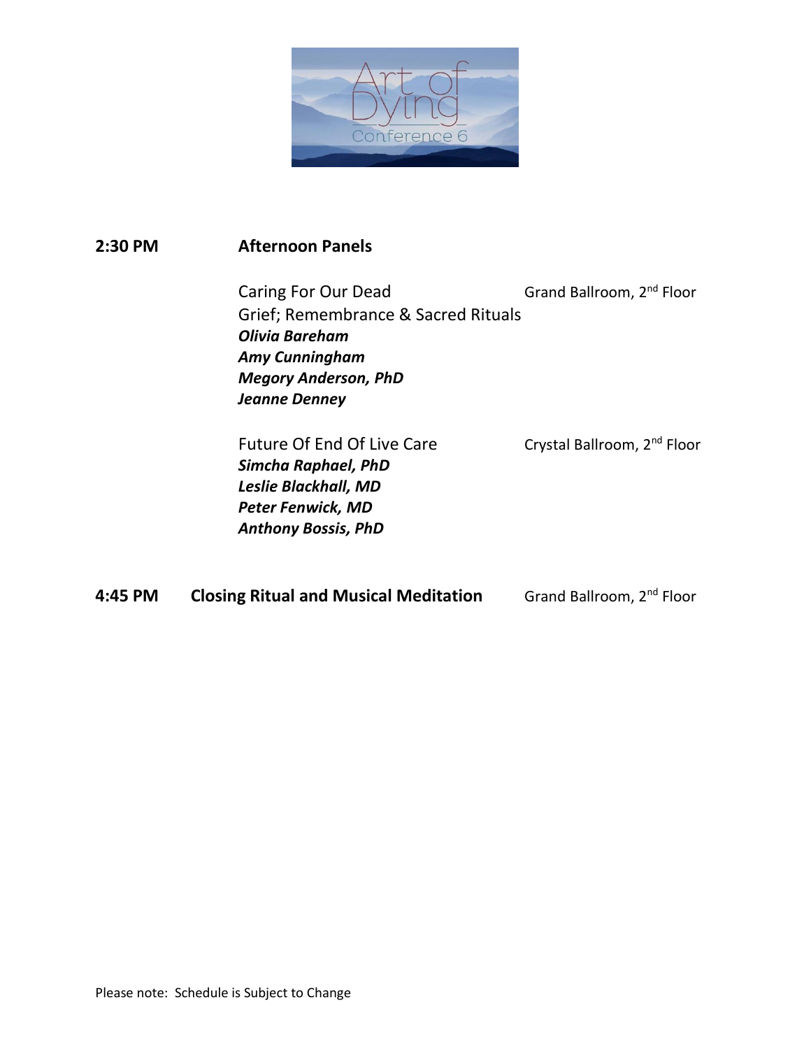Art of Dying Conference 6

**2:30 PM** **Afternoon Panels**

Caring For Our Dead — Grand Ballroom, 2nd Floor
Grief; Remembrance & Sacred Rituals
***Olivia Bareham***
***Amy Cunningham***
***Megory Anderson, PhD***
***Jeanne Denney***

Future Of End Of Live Care — Crystal Ballroom, 2nd Floor
***Simcha Raphael, PhD***
***Leslie Blackhall, MD***
***Peter Fenwick, MD***
***Anthony Bossis, PhD***

**4:45 PM** **Closing Ritual and Musical Meditation** — Grand Ballroom, 2nd Floor

Please note: Schedule is Subject to Change